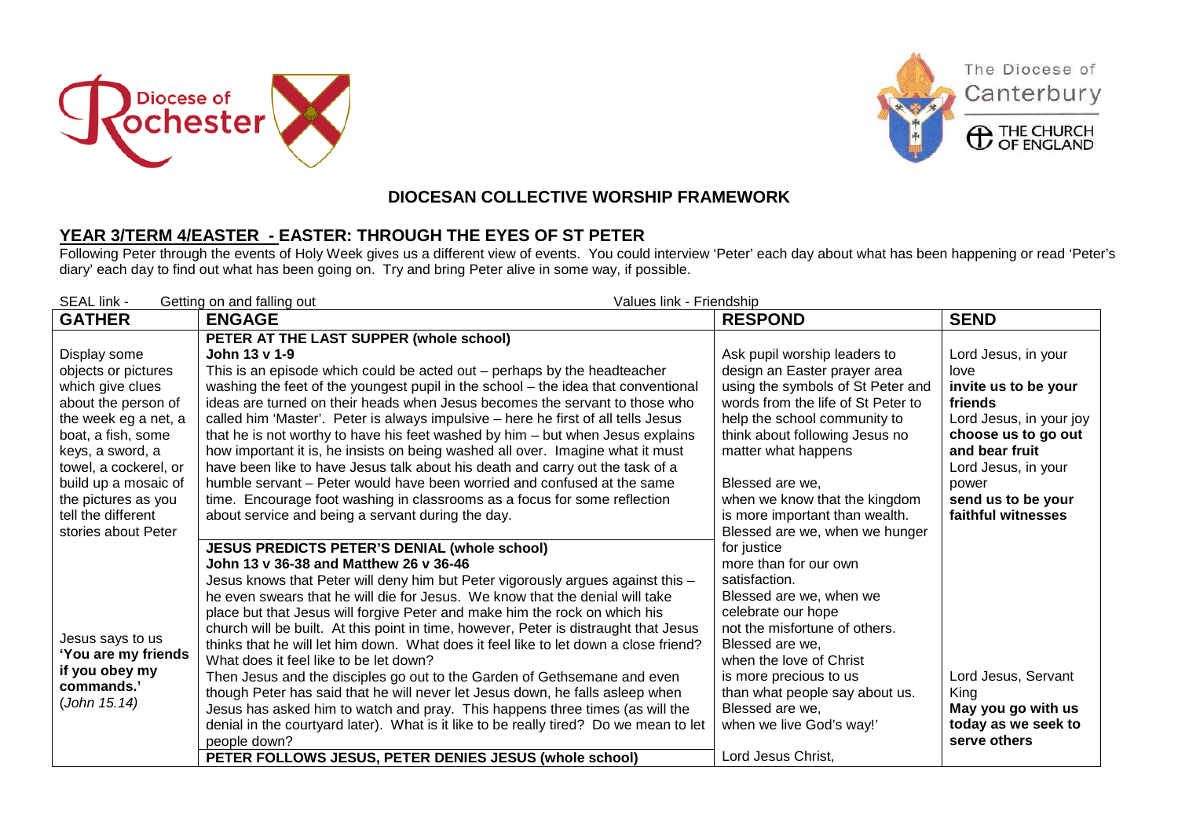Diocese of Rochester

The Diocese of Canterbury

THE CHURCH OF ENGLAND

# DIOCESAN COLLECTIVE WORSHIP FRAMEWORK

## YEAR 3/TERM 4/EASTER - EASTER: THROUGH THE EYES OF ST PETER

Following Peter through the events of Holy Week gives us a different view of events. You could interview 'Peter' each day about what has been happening or read 'Peter's diary' each day to find out what has been going on. Try and bring Peter alive in some way, if possible.

SEAL link - Getting on and falling out Values link - Friendship

| GATHER | ENGAGE | RESPOND | SEND |
|---|---|---|---|
| Display some objects or pictures which give clues about the person of the week eg a net, a boat, a fish, some keys, a sword, a towel, a cockerel, or build up a mosaic of the pictures as you tell the different stories about Peter | **PETER AT THE LAST SUPPER (whole school)**<br>**John 13 v 1-9**<br>This is an episode which could be acted out – perhaps by the headteacher washing the feet of the youngest pupil in the school – the idea that conventional ideas are turned on their heads when Jesus becomes the servant to those who called him 'Master'. Peter is always impulsive – here he first of all tells Jesus that he is not worthy to have his feet washed by him – but when Jesus explains how important it is, he insists on being washed all over. Imagine what it must have been like to have Jesus talk about his death and carry out the task of a humble servant – Peter would have been worried and confused at the same time. Encourage foot washing in classrooms as a focus for some reflection about service and being a servant during the day. | Ask pupil worship leaders to design an Easter prayer area using the symbols of St Peter and words from the life of St Peter to help the school community to think about following Jesus no matter what happens<br><br>Blessed are we,<br>when we know that the kingdom is more important than wealth.<br>Blessed are we, when we hunger for justice<br>more than for our own satisfaction.<br>Blessed are we, when we celebrate our hope<br>not the misfortune of others.<br>Blessed are we,<br>when the love of Christ<br>is more precious to us<br>than what people say about us.<br>Blessed are we,<br>when we live God's way!'<br><br>Lord Jesus Christ, | Lord Jesus, in your love<br>**invite us to be your friends**<br>Lord Jesus, in your joy<br>**choose us to go out and bear fruit**<br>Lord Jesus, in your power<br>**send us to be your faithful witnesses** |
| Jesus says to us **'You are my friends if you obey my commands.'** (*John 15.14*) | **JESUS PREDICTS PETER'S DENIAL (whole school)**<br>**John 13 v 36-38 and Matthew 26 v 36-46**<br>Jesus knows that Peter will deny him but Peter vigorously argues against this – he even swears that he will die for Jesus. We know that the denial will take place but that Jesus will forgive Peter and make him the rock on which his church will be built. At this point in time, however, Peter is distraught that Jesus thinks that he will let him down. What does it feel like to let down a close friend? What does it feel like to be let down?<br>Then Jesus and the disciples go out to the Garden of Gethsemane and even though Peter has said that he will never let Jesus down, he falls asleep when Jesus has asked him to watch and pray. This happens three times (as will the denial in the courtyard later). What is it like to be really tired? Do we mean to let people down?<br>**PETER FOLLOWS JESUS, PETER DENIES JESUS (whole school)** | | Lord Jesus, Servant King<br>**May you go with us today as we seek to serve others** |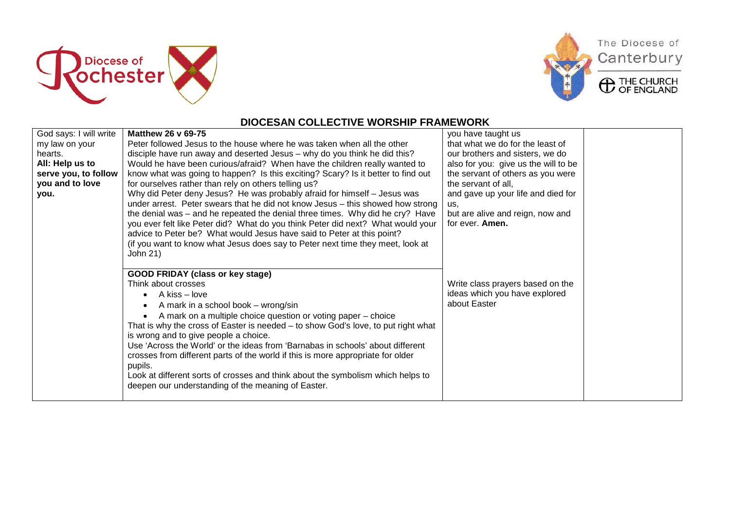## DIOCESAN COLLECTIVE WORSHIP FRAMEWORK

| | | | |
|---|---|---|---|
| God says: I will write my law on your hearts.<br>**All: Help us to serve you, to follow you and to love you.** | **Matthew 26 v 69-75**<br>Peter followed Jesus to the house where he was taken when all the other disciple have run away and deserted Jesus – why do you think he did this? Would he have been curious/afraid? When have the children really wanted to know what was going to happen? Is this exciting? Scary? Is it better to find out for ourselves rather than rely on others telling us?<br>Why did Peter deny Jesus? He was probably afraid for himself – Jesus was under arrest. Peter swears that he did not know Jesus – this showed how strong the denial was – and he repeated the denial three times. Why did he cry? Have you ever felt like Peter did? What do you think Peter did next? What would your advice to Peter be? What would Jesus have said to Peter at this point?<br>(if you want to know what Jesus does say to Peter next time they meet, look at John 21) | you have taught us that what we do for the least of our brothers and sisters, we do also for you: give us the will to be the servant of others as you were the servant of all, and gave up your life and died for us, but are alive and reign, now and for ever. **Amen.** | |
| | **GOOD FRIDAY (class or key stage)**<br>Think about crosses<br>• A kiss – love<br>• A mark in a school book – wrong/sin<br>• A mark on a multiple choice question or voting paper – choice<br>That is why the cross of Easter is needed – to show God's love, to put right what is wrong and to give people a choice.<br>Use 'Across the World' or the ideas from 'Barnabas in schools' about different crosses from different parts of the world if this is more appropriate for older pupils.<br>Look at different sorts of crosses and think about the symbolism which helps to deepen our understanding of the meaning of Easter. | Write class prayers based on the ideas which you have explored about Easter | |